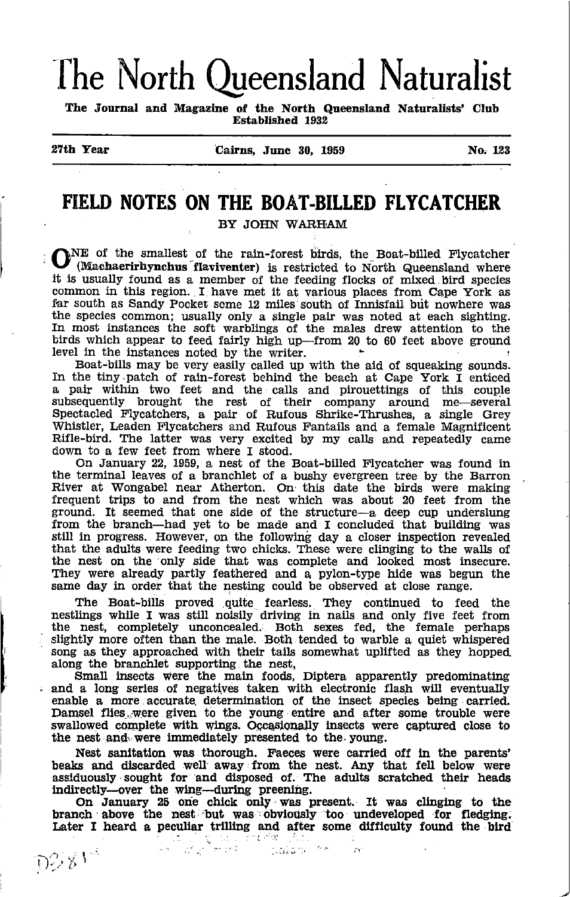# The North Queensland Naturalist

**The Journal and Magazine of the North Queensland Naturalists' Club**
**Established 1932**

**27th Year** — **Cairns, June 30, 1959** — **No. 123**

## FIELD NOTES ON THE BOAT-BILLED FLYCATCHER

BY JOHN WARHAM

ONE of the smallest of the rain-forest birds, the Boat-billed Flycatcher (**Machaerirhynchus flaviventer**) is restricted to North Queensland where it is usually found as a member of the feeding flocks of mixed bird species common in this region. I have met it at various places from Cape York as far south as Sandy Pocket some 12 miles south of Innisfail but nowhere was the species common; usually only a single pair was noted at each sighting. In most instances the soft warblings of the males drew attention to the birds which appear to feed fairly high up—from 20 to 60 feet above ground level in the instances noted by the writer.

Boat-bills may be very easily called up with the aid of squeaking sounds. In the tiny patch of rain-forest behind the beach at Cape York I enticed a pair within two feet and the calls and pirouettings of this couple subsequently brought the rest of their company around me—several Spectacled Flycatchers, a pair of Rufous Shrike-Thrushes, a single Grey Whistler, Leaden Flycatchers and Rufous Fantails and a female Magnificent Rifle-bird. The latter was very excited by my calls and repeatedly came down to a few feet from where I stood.

On January 22, 1959, a nest of the Boat-billed Flycatcher was found in the terminal leaves of a branchlet of a bushy evergreen tree by the Barron River at Wongabel near Atherton. On this date the birds were making frequent trips to and from the nest which was about 20 feet from the ground. It seemed that one side of the structure—a deep cup underslung from the branch—had yet to be made and I concluded that building was still in progress. However, on the following day a closer inspection revealed that the adults were feeding two chicks. These were clinging to the walls of the nest on the only side that was complete and looked most insecure. They were already partly feathered and a pylon-type hide was begun the same day in order that the nesting could be observed at close range.

The Boat-bills proved quite fearless. They continued to feed the nestlings while I was still noisily driving in nails and only five feet from the nest, completely unconcealed. Both sexes fed, the female perhaps slightly more often than the male. Both tended to warble a quiet whispered song as they approached with their tails somewhat uplifted as they hopped along the branchlet supporting the nest.

Small insects were the main foods, Diptera apparently predominating and a long series of negatives taken with electronic flash will eventually enable a more accurate determination of the insect species being carried. Damsel flies were given to the young entire and after some trouble were swallowed complete with wings. Occasionally insects were captured close to the nest and were immediately presented to the young.

Nest sanitation was thorough. Faeces were carried off in the parents' beaks and discarded well away from the nest. Any that fell below were assiduously sought for and disposed of. The adults scratched their heads indirectly—over the wing—during preening.

On January 25 one chick only was present. It was clinging to the branch above the nest but was obviously too undeveloped for fledging. Later I heard a peculiar trilling and after some difficulty found the bird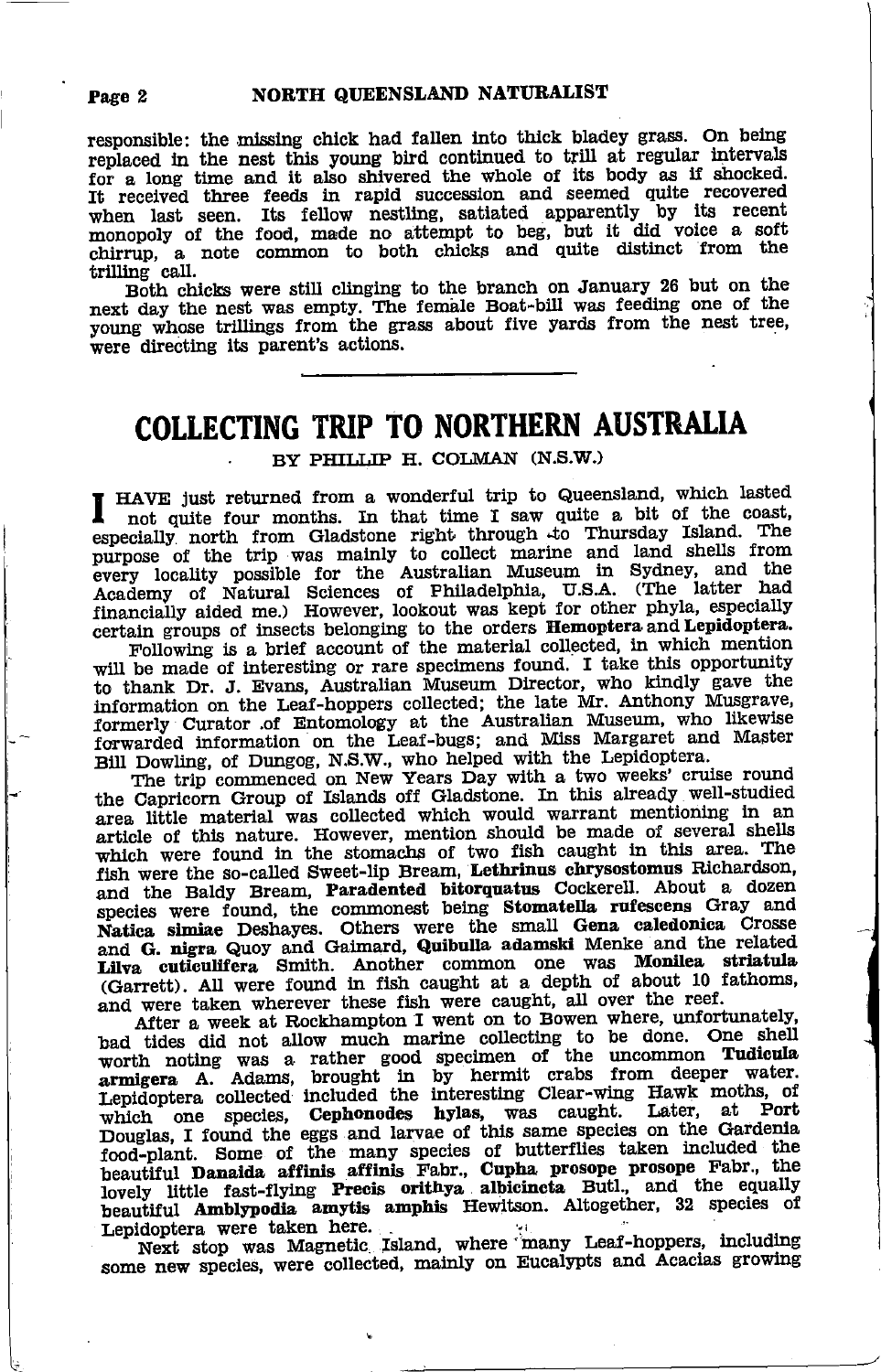responsible: the missing chick had fallen into thick bladey grass. On being replaced in the nest this young bird continued to trill at regular intervals for a long time and it also shivered the whole of its body as if shocked. It received three feeds in rapid succession and seemed quite recovered when last seen. Its fellow nestling, satiated apparently by its recent monopoly of the food, made no attempt to beg, but it did voice a soft chirrup, a note common to both chicks and quite distinct from the trilling call.

Both chicks were still clinging to the branch on January 26 but on the next day the nest was empty. The female Boat-bill was feeding one of the young whose trillings from the grass about five yards from the nest tree, were directing its parent's actions.

---

# COLLECTING TRIP TO NORTHERN AUSTRALIA

BY PHILLIP H. COLMAN (N.S.W.)

I HAVE just returned from a wonderful trip to Queensland, which lasted not quite four months. In that time I saw quite a bit of the coast, especially north from Gladstone right through to Thursday Island. The purpose of the trip was mainly to collect marine and land shells from every locality possible for the Australian Museum in Sydney, and the Academy of Natural Sciences of Philadelphia, U.S.A. (The latter had financially aided me.) However, lookout was kept for other phyla, especially certain groups of insects belonging to the orders **Hemoptera** and **Lepidoptera.**

Following is a brief account of the material collected, in which mention will be made of interesting or rare specimens found. I take this opportunity to thank Dr. J. Evans, Australian Museum Director, who kindly gave the information on the Leaf-hoppers collected; the late Mr. Anthony Musgrave, formerly Curator of Entomology at the Australian Museum, who likewise forwarded information on the Leaf-bugs; and Miss Margaret and Master Bill Dowling, of Dungog, N.S.W., who helped with the Lepidoptera.

The trip commenced on New Years Day with a two weeks' cruise round the Capricorn Group of Islands off Gladstone. In this already well-studied area little material was collected which would warrant mentioning in an article of this nature. However, mention should be made of several shells which were found in the stomachs of two fish caught in this area. The fish were the so-called Sweet-lip Bream, **Lethrinus chrysostomus** Richardson, and the Baldy Bream, **Paradented bitorquatus** Cockerell. About a dozen species were found, the commonest being **Stomatella rufescens** Gray and **Natica simiae** Deshayes. Others were the small **Gena caledonica** Crosse and **G. nigra** Quoy and Gaimard, **Quibulla adamski** Menke and the related **Lilva cuticulifera** Smith. Another common one was **Monilea striatula** (Garrett). All were found in fish caught at a depth of about 10 fathoms, and were taken wherever these fish were caught, all over the reef.

After a week at Rockhampton I went on to Bowen where, unfortunately, bad tides did not allow much marine collecting to be done. One shell worth noting was a rather good specimen of the uncommon **Tudicula armigera** A. Adams, brought in by hermit crabs from deeper water. Lepidoptera collected included the interesting Clear-wing Hawk moths, of which one species, **Cephonodes hylas**, was caught. Later, at Port Douglas, I found the eggs and larvae of this same species on the Gardenia food-plant. Some of the many species of butterflies taken included the beautiful **Danaida affinis affinis** Fabr., **Cupha prosope prosope** Fabr., the lovely little fast-flying **Precis orithya albicincta** Butl., and the equally beautiful **Amblypodia amytis amphis** Hewitson. Altogether, 32 species of Lepidoptera were taken here.

Next stop was Magnetic Island, where many Leaf-hoppers, including some new species, were collected, mainly on Eucalypts and Acacias growing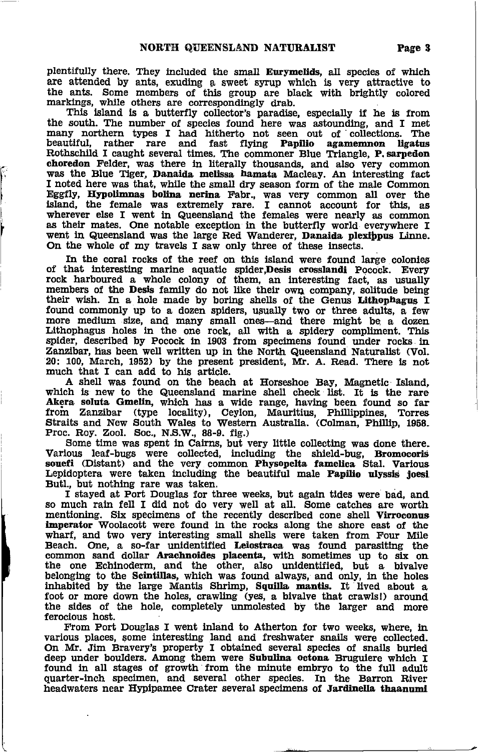plentifully there. They included the small **Eurymelids**, all species of which are attended by ants, exuding a sweet syrup which is very attractive to the ants. Some members of this group are black with brightly colored markings, while others are correspondingly drab.

This island is a butterfly collector's paradise, especially if he is from the south. The number of species found here was astounding, and I met many northern types I had hitherto not seen out of collections. The beautiful, rather rare and fast flying **Papilio agamemnon ligatus** Rothschild I caught several times. The commoner Blue Triangle, **P. sarpedon choredon** Felder, was there in literally thousands, and also very common was the Blue Tiger, **Danaida melissa hamata** Macleay. An interesting fact I noted here was that, while the small dry season form of the male Common Eggfly, **Hypolimnas bolina nerina** Fabr., was very common all over the island, the female was extremely rare. I cannot account for this, as wherever else I went in Queensland the females were nearly as common as their mates. One notable exception in the butterfly world everywhere I went in Queensland was the large Red Wanderer, **Danaida plexippus** Linne. On the whole of my travels I saw only three of these insects.

In the coral rocks of the reef on this island were found large colonies of that interesting marine aquatic spider, **Desis crosslandi** Pocock. Every rock harboured a whole colony of them, an interesting fact, as usually members of the **Desis** family do not like their own company, solitude being their wish. In a hole made by boring shells of the Genus **Lithophagus** I found commonly up to a dozen spiders, usually two or three adults, a few more medium size, and many small ones—and there might be a dozen Lithophagus holes in the one rock, all with a spidery compliment. This spider, described by Pocock in 1903 from specimens found under rocks in Zanzibar, has been well written up in the North Queensland Naturalist (Vol. 20: 100, March, 1952) by the present president, Mr. A. Read. There is not much that I can add to his article.

A shell was found on the beach at Horseshoe Bay, Magnetic Island, which is new to the Queensland marine shell check list. It is the rare **Akera soluta Gmelin**, which has a wide range, having been found so far from Zanzibar (type locality), Ceylon, Mauritius, Phillippines, Torres Straits and New South Wales to Western Australia. (Colman, Phillip, 1958. Proc. Roy. Zool. Soc., N.S.W., 88-9. fig.)

Some time was spent in Cairns, but very little collecting was done there. Various leaf-bugs were collected, including the shield-bug, **Bromocoris souefi** (Distant) and the very common **Physopelta famelica** Stal. Various Lepidoptera were taken including the beautiful male **Papilio ulyssis joesi** Butl., but nothing rare was taken.

I stayed at Port Douglas for three weeks, but again tides were bad, and so much rain fell I did not do very well at all. Some catches are worth mentioning. Six specimens of the recently described cone shell **Virroconus imperator** Woolacott were found in the rocks along the shore east of the wharf, and two very interesting small shells were taken from Four Mile Beach. One, a so-far unidentified **Leiostraca** was found parasiting the common sand dollar **Arachnoides placenta**, with sometimes up to six on the one Echinoderm, and the other, also unidentified, but a bivalve belonging to the **Scintillas**, which was found always, and only, in the holes inhabited by the large Mantis Shrimp, **Squilla mantis**. It lived about a foot or more down the holes, crawling (yes, a bivalve that crawls!) around the sides of the hole, completely unmolested by the larger and more ferocious host.

From Port Douglas I went inland to Atherton for two weeks, where, in various places, some interesting land and freshwater snails were collected. On Mr. Jim Bravery's property I obtained several species of snails buried deep under boulders. Among them were **Subulina octona** Bruguiere which I found in all stages of growth from the minute embryo to the full adult quarter-inch specimen, and several other species. In the Barron River headwaters near Hypipamee Crater several specimens of **Jardinella thaanumi**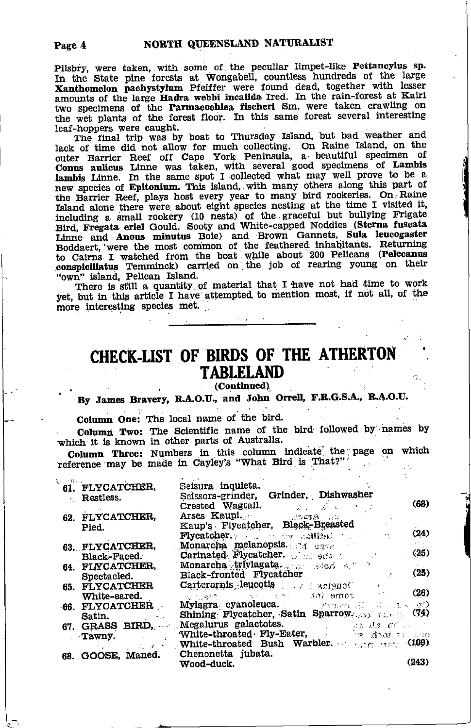Pilsbry, were taken, with some of the peculiar limpet-like **Pettancylus sp.** In the State pine forests at Wongabell, countless hundreds of the large **Xanthomelon pachystylum** Pfeiffer were found dead, together with lesser amounts of the large **Hadra webbi incalida** Ired. In the rain-forest at Kairi two specimens of the **Parmacochlea fischeri** Sm. were taken crawling on the wet plants of the forest floor. In this same forest several interesting leaf-hoppers were caught.

The final trip was by boat to Thursday Island, but bad weather and lack of time did not allow for much collecting. On Raine Island, on the outer Barrier Reef off Cape York Peninsula, a beautiful specimen of **Conus aulicus** Linne was taken, with several good specimens of **Lambis lambis** Linne. In the same spot I collected what may well prove to be a new species of **Epitonium.** This island, with many others along this part of the Barrier Reef, plays host every year to many bird rookeries. On Raine Island alone there were about eight species nesting at the time I visited it, including a small rookery (10 nests) of the graceful but bullying Frigate Bird, **Fregata eriel** Gould. Sooty and White-capped Noddies (**Sterna fuscata** Linne and **Anous minutus** Boie) and Brown Gannets, **Sula leucogaster** Boddaert, were the most common of the feathered inhabitants. Returning to Cairns I watched from the boat while about 200 Pelicans (**Pelecanus conspicillatus** Temminck) carried on the job of rearing young on their "own" island, Pelican Island.

There is still a quantity of material that I have not had time to work yet, but in this article I have attempted to mention most, if not all, of the more interesting species met.

---

# CHECK-LIST OF BIRDS OF THE ATHERTON TABLELAND

**(Continued)**

**By James Bravery, R.A.O.U., and John Orrell, F.R.G.S.A., R.A.O.U.**

**Column One:** The local name of the bird.

**Column Two:** The Scientific name of the bird followed by names by which it is known in other parts of Australia.

**Column Three:** Numbers in this column indicate the page on which reference may be made in Cayley's "What Bird is That?"

| | | |
|---|---|---|
| 61. FLYCATCHER, Restless. | Seisura inquieta. Scissors-grinder, Grinder, Dishwasher Crested Wagtail. | (68) |
| 62. FLYCATCHER, Pied. | Arses Kaupi. Kaup's Flycatcher, Black-Breasted Flycatcher. | (24) |
| 63. FLYCATCHER, Black-Faced. | Monarcha melanopsis. Carinated Flycatcher. | (25) |
| 64. FLYCATCHER, Spectacled. | Monarcha trivirgata. Black-fronted Flycatcher | (25) |
| 65. FLYCATCHER White-eared. | Carterornis leucotis | (26) |
| 66. FLYCATCHER Satin. | Myiagra cyanoleuca. Shining Flycatcher, Satin Sparrow. | (74) |
| 67. GRASS BIRD, Tawny. | Megalurus galactotes. White-throated Fly-Eater, White-throated Bush Warbler. | (109) |
| 68. GOOSE, Maned. | Chenonetta jubata. Wood-duck. | (243) |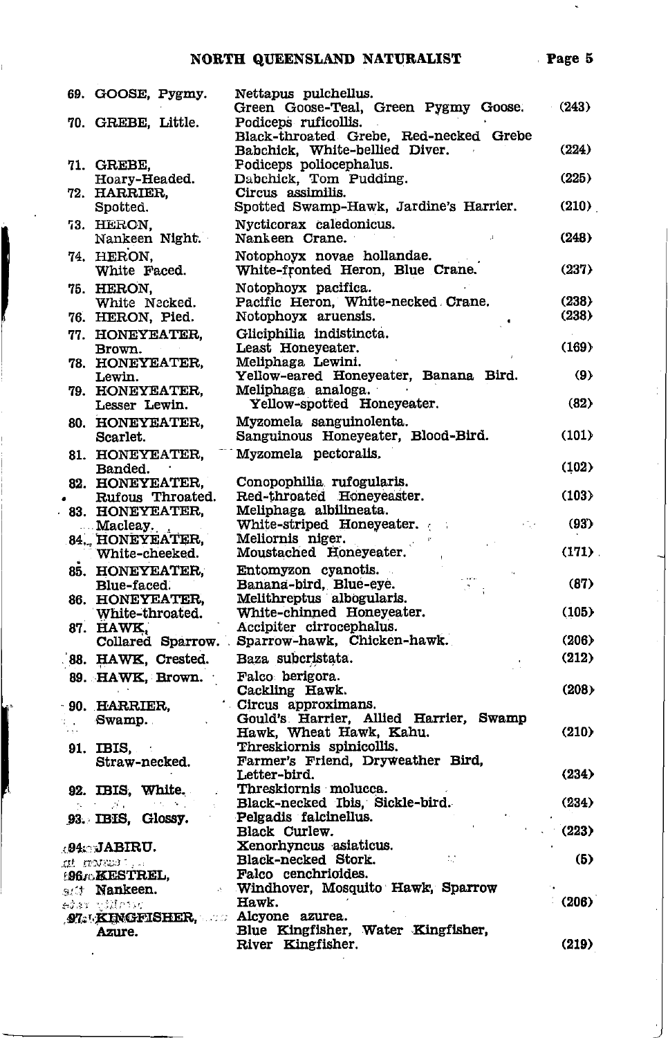| | | |
|---|---|---|
| 69. GOOSE, Pygmy. | Nettapus pulchellus. Green Goose-Teal, Green Pygmy Goose. | (243) |
| 70. GREBE, Little. | Podiceps ruficollis. Black-throated Grebe, Red-necked Grebe Babchick, White-bellied Diver. | (224) |
| 71. GREBE, Hoary-Headed. | Podiceps poliocephalus. Dabchick, Tom Pudding. | (225) |
| 72. HARRIER, Spotted. | Circus assimilis. Spotted Swamp-Hawk, Jardine's Harrier. | (210) |
| 73. HERON, Nankeen Night. | Nycticorax caledonicus. Nankeen Crane. | (248) |
| 74. HERON, White Faced. | Notophoyx novae hollandae. White-fronted Heron, Blue Crane. | (237) |
| 75. HERON, White Necked. | Notophoyx pacifica. Pacific Heron, White-necked Crane. | (238) |
| 76. HERON, Pied. | Notophoyx aruensis. | (238) |
| 77. HONEYEATER, Brown. | Gliciphilia indistincta. Least Honeyeater. | (169) |
| 78. HONEYEATER, Lewin. | Meliphaga Lewini. Yellow-eared Honeyeater, Banana Bird. | (9) |
| 79. HONEYEATER, Lesser Lewin. | Meliphaga analoga. Yellow-spotted Honeyeater. | (82) |
| 80. HONEYEATER, Scarlet. | Myzomela sanguinolenta. Sanguinous Honeyeater, Blood-Bird. | (101) |
| 81. HONEYEATER, Banded. | Myzomela pectoralis. | (102) |
| 82. HONEYEATER, Rufous Throated. | Conopophilia rufogularis. Red-throated Honeyeaster. | (103) |
| 83. HONEYEATER, Macleay. | Meliphaga albilineata. White-striped Honeyeater. | (93) |
| 84. HONEYEATER, White-cheeked. | Meliornis niger. Moustached Honeyeater. | (171) |
| 85. HONEYEATER, Blue-faced. | Entomyzon cyanotis. Banana-bird, Blue-eye. | (87) |
| 86. HONEYEATER, White-throated. | Melithreptus albogularis. White-chinned Honeyeater. | (105) |
| 87. HAWK, Collared Sparrow. | Accipiter cirrocephalus. Sparrow-hawk, Chicken-hawk. | (206) |
| 88. HAWK, Crested. | Baza subcristata. | (212) |
| 89. HAWK, Brown. | Falco berigora. Cackling Hawk. | (208) |
| 90. HARRIER, Swamp. | Circus approximans. Gould's Harrier, Allied Harrier, Swamp Hawk, Wheat Hawk, Kahu. | (210) |
| 91. IBIS, Straw-necked. | Threskiornis spinicollis. Farmer's Friend, Dryweather Bird, Letter-bird. | (234) |
| 92. IBIS, White. | Threskiornis molucca. Black-necked Ibis, Sickle-bird. | (234) |
| 93. IBIS, Glossy. | Pelgadis falcinellus. Black Curlew. | (223) |
| 94. JABIRU. | Xenorhyncus asiaticus. Black-necked Stork. | (5) |
| 96. KESTREL, Nankeen. | Falco cenchrioides. Windhover, Mosquito Hawk, Sparrow Hawk. | (206) |
| 97. KINGFISHER, Azure. | Alcyone azurea. Blue Kingfisher, Water Kingfisher, River Kingfisher. | (219) |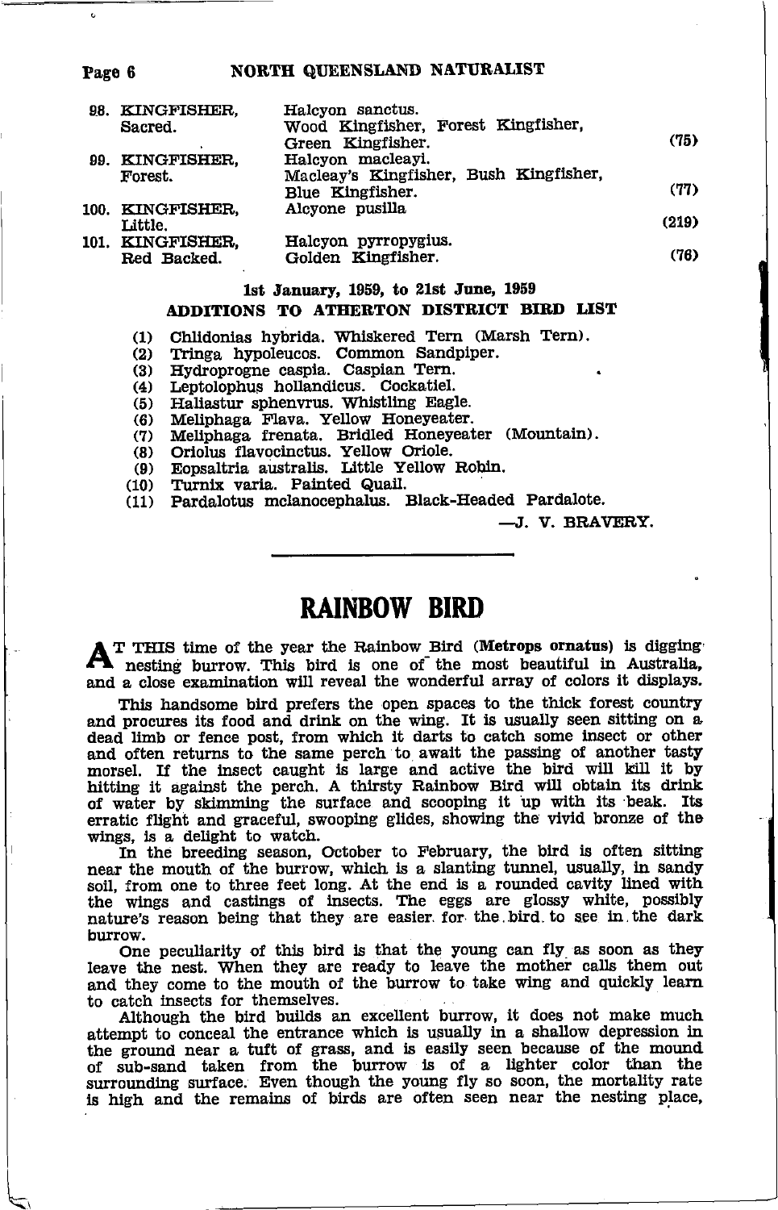| No. | Name | Scientific and other names | Ref. |
|---|---|---|---|
| 98. | KINGFISHER, Sacred. | Halcyon sanctus. Wood Kingfisher, Forest Kingfisher, Green Kingfisher. | (75) |
| 99. | KINGFISHER, Forest. | Halcyon macleayi. Macleay's Kingfisher, Bush Kingfisher, Blue Kingfisher. | (77) |
| 100. | KINGFISHER, Little. | Alcyone pusilla | (219) |
| 101. | KINGFISHER, Red Backed. | Halcyon pyrropygius. Golden Kingfisher. | (76) |

**1st January, 1959, to 21st June, 1959**

**ADDITIONS TO ATHERTON DISTRICT BIRD LIST**

(1) Chlidonias hybrida. Whiskered Tern (Marsh Tern).
(2) Tringa hypoleucos. Common Sandpiper.
(3) Hydroprogne caspia. Caspian Tern.
(4) Leptolophus hollandicus. Cockatiel.
(5) Haliastur sphenvrus. Whistling Eagle.
(6) Meliphaga Flava. Yellow Honeyeater.
(7) Meliphaga frenata. Bridled Honeyeater (Mountain).
(8) Oriolus flavocinctus. Yellow Oriole.
(9) Eopsaltria australis. Little Yellow Robin.
(10) Turnix varia. Painted Quail.
(11) Pardalotus mclanocephalus. Black-Headed Pardalote.

—J. V. BRAVERY.

# RAINBOW BIRD

AT THIS time of the year the Rainbow Bird (**Metrops ornatus**) is digging nesting burrow. This bird is one of the most beautiful in Australia, and a close examination will reveal the wonderful array of colors it displays.

This handsome bird prefers the open spaces to the thick forest country and procures its food and drink on the wing. It is usually seen sitting on a dead limb or fence post, from which it darts to catch some insect or other and often returns to the same perch to await the passing of another tasty morsel. If the insect caught is large and active the bird will kill it by hitting it against the perch. A thirsty Rainbow Bird will obtain its drink of water by skimming the surface and scooping it up with its beak. Its erratic flight and graceful, swooping glides, showing the vivid bronze of the wings, is a delight to watch.

In the breeding season, October to February, the bird is often sitting near the mouth of the burrow, which is a slanting tunnel, usually, in sandy soil, from one to three feet long. At the end is a rounded cavity lined with the wings and castings of insects. The eggs are glossy white, possibly nature's reason being that they are easier for the bird to see in the dark burrow.

One peculiarity of this bird is that the young can fly as soon as they leave the nest. When they are ready to leave the mother calls them out and they come to the mouth of the burrow to take wing and quickly learn to catch insects for themselves.

Although the bird builds an excellent burrow, it does not make much attempt to conceal the entrance which is usually in a shallow depression in the ground near a tuft of grass, and is easily seen because of the mound of sub-sand taken from the burrow is of a lighter color than the surrounding surface. Even though the young fly so soon, the mortality rate is high and the remains of birds are often seen near the nesting place,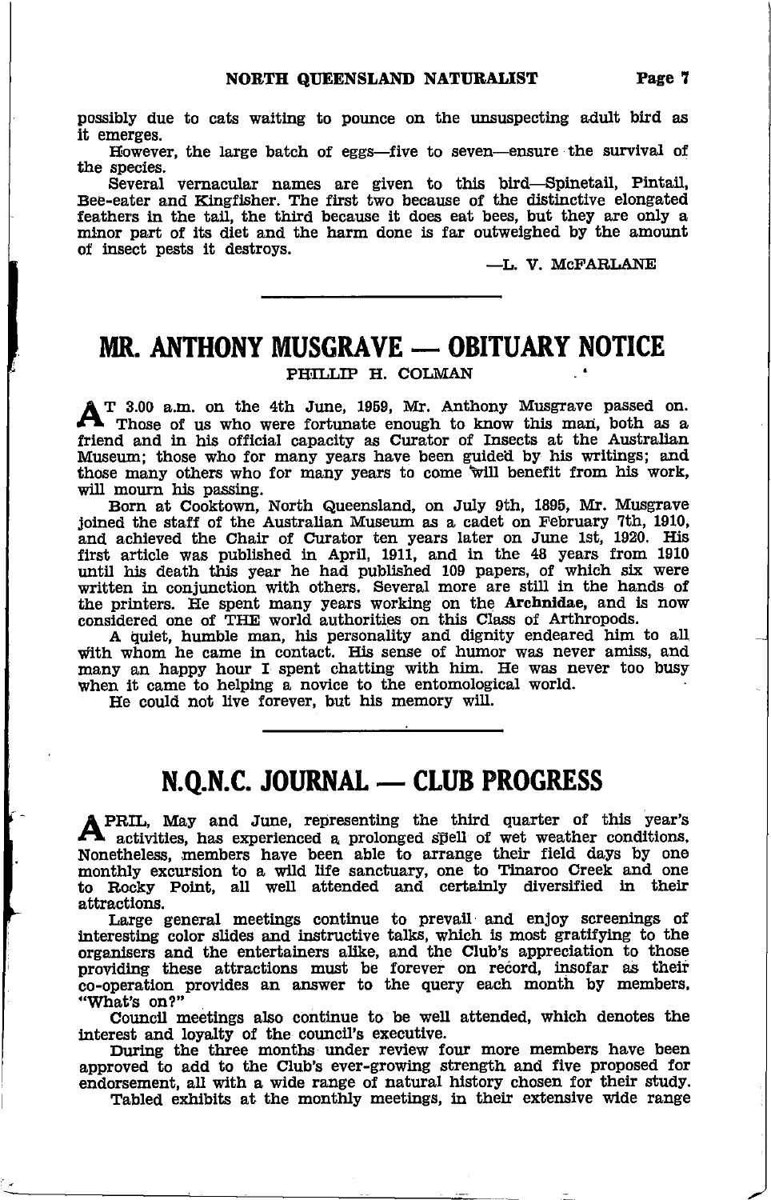possibly due to cats waiting to pounce on the unsuspecting adult bird as it emerges.

However, the large batch of eggs—five to seven—ensure the survival of the species.

Several vernacular names are given to this bird—Spinetail, Pintail, Bee-eater and Kingfisher. The first two because of the distinctive elongated feathers in the tail, the third because it does eat bees, but they are only a minor part of its diet and the harm done is far outweighed by the amount of insect pests it destroys.

—L. V. McFARLANE

---

# MR. ANTHONY MUSGRAVE — OBITUARY NOTICE

PHILLIP H. COLMAN

AT 3.00 a.m. on the 4th June, 1959, Mr. Anthony Musgrave passed on. Those of us who were fortunate enough to know this man, both as a friend and in his official capacity as Curator of Insects at the Australian Museum; those who for many years have been guided by his writings; and those many others who for many years to come will benefit from his work, will mourn his passing.

Born at Cooktown, North Queensland, on July 9th, 1895, Mr. Musgrave joined the staff of the Australian Museum as a cadet on February 7th, 1910, and achieved the Chair of Curator ten years later on June 1st, 1920. His first article was published in April, 1911, and in the 48 years from 1910 until his death this year he had published 109 papers, of which six were written in conjunction with others. Several more are still in the hands of the printers. He spent many years working on the **Archnidae,** and is now considered one of THE world authorities on this Class of Arthropods.

A quiet, humble man, his personality and dignity endeared him to all with whom he came in contact. His sense of humor was never amiss, and many an happy hour I spent chatting with him. He was never too busy when it came to helping a novice to the entomological world.

He could not live forever, but his memory will.

---

# N.Q.N.C. JOURNAL — CLUB PROGRESS

APRIL, May and June, representing the third quarter of this year's activities, has experienced a prolonged spell of wet weather conditions. Nonetheless, members have been able to arrange their field days by one monthly excursion to a wild life sanctuary, one to Tinaroo Creek and one to Rocky Point, all well attended and certainly diversified in their attractions.

Large general meetings continue to prevail and enjoy screenings of interesting color slides and instructive talks, which is most gratifying to the organisers and the entertainers alike, and the Club's appreciation to those providing these attractions must be forever on record, insofar as their co-operation provides an answer to the query each month by members, "What's on?"

Council meetings also continue to be well attended, which denotes the interest and loyalty of the council's executive.

During the three months under review four more members have been approved to add to the Club's ever-growing strength and five proposed for endorsement, all with a wide range of natural history chosen for their study.

Tabled exhibits at the monthly meetings, in their extensive wide range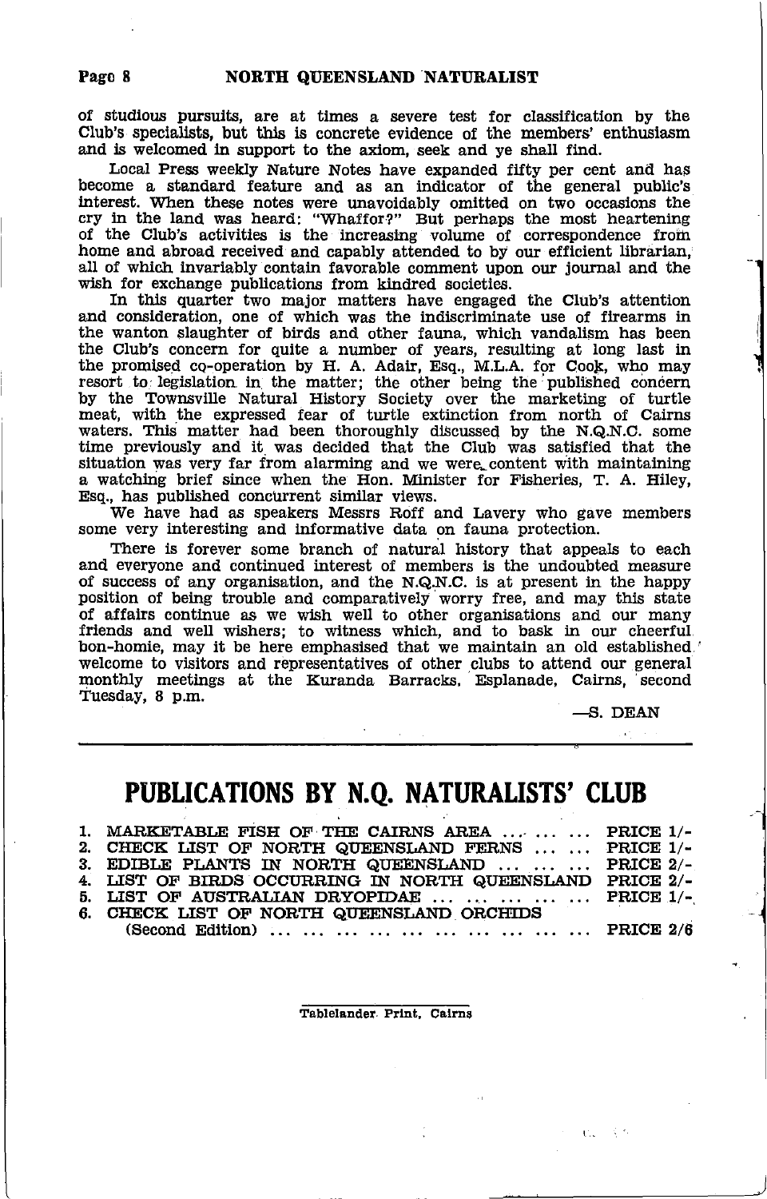of studious pursuits, are at times a severe test for classification by the Club's specialists, but this is concrete evidence of the members' enthusiasm and is welcomed in support to the axiom, seek and ye shall find.

Local Press weekly Nature Notes have expanded fifty per cent and has become a standard feature and as an indicator of the general public's interest. When these notes were unavoidably omitted on two occasions the cry in the land was heard: "Whaffor?" But perhaps the most heartening of the Club's activities is the increasing volume of correspondence from home and abroad received and capably attended to by our efficient librarian, all of which invariably contain favorable comment upon our journal and the wish for exchange publications from kindred societies.

In this quarter two major matters have engaged the Club's attention and consideration, one of which was the indiscriminate use of firearms in the wanton slaughter of birds and other fauna, which vandalism has been the Club's concern for quite a number of years, resulting at long last in the promised co-operation by H. A. Adair, Esq., M.L.A. for Cook, who may resort to legislation in the matter; the other being the published concern by the Townsville Natural History Society over the marketing of turtle meat, with the expressed fear of turtle extinction from north of Cairns waters. This matter had been thoroughly discussed by the N.Q.N.C. some time previously and it was decided that the Club was satisfied that the situation was very far from alarming and we were content with maintaining a watching brief since when the Hon. Minister for Fisheries, T. A. Hiley, Esq., has published concurrent similar views.

We have had as speakers Messrs Roff and Lavery who gave members some very interesting and informative data on fauna protection.

There is forever some branch of natural history that appeals to each and everyone and continued interest of members is the undoubted measure of success of any organisation, and the N.Q.N.C. is at present in the happy position of being trouble and comparatively worry free, and may this state of affairs continue as we wish well to other organisations and our many friends and well wishers; to witness which, and to bask in our cheerful bon-homie, may it be here emphasised that we maintain an old established welcome to visitors and representatives of other clubs to attend our general monthly meetings at the Kuranda Barracks, Esplanade, Cairns, second Tuesday, 8 p.m.

—S. DEAN

---

## PUBLICATIONS BY N.Q. NATURALISTS' CLUB

1. MARKETABLE FISH OF THE CAIRNS AREA ... ... ... PRICE 1/-
2. CHECK LIST OF NORTH QUEENSLAND FERNS ... ... PRICE 1/-
3. EDIBLE PLANTS IN NORTH QUEENSLAND ... ... ... PRICE 2/-
4. LIST OF BIRDS OCCURRING IN NORTH QUEENSLAND PRICE 2/-
5. LIST OF AUSTRALIAN DRYOPIDAE ... ... ... ... ... PRICE 1/-
6. CHECK LIST OF NORTH QUEENSLAND ORCHIDS (Second Edition) ... ... ... ... ... ... ... ... ... ... PRICE 2/6

Tablelander Print, Cairns